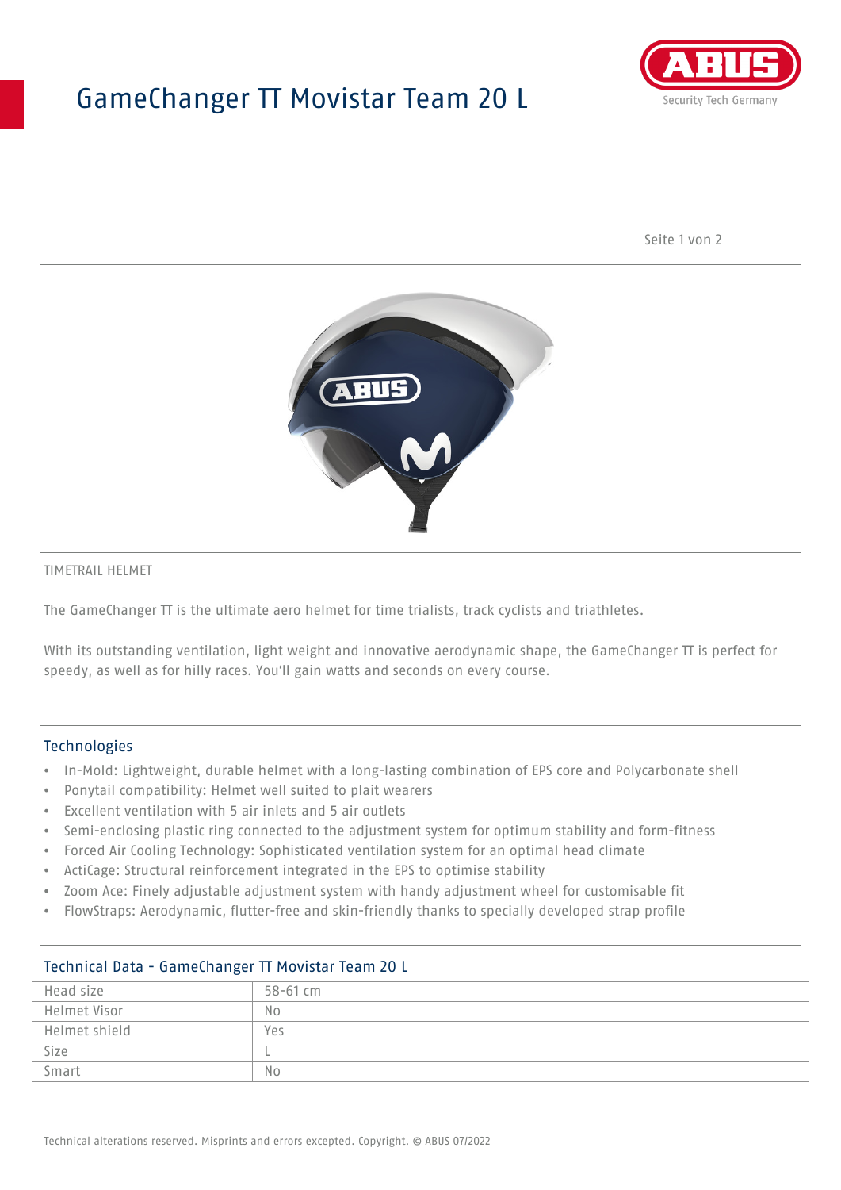# GameChanger TT Movistar Team 20 L

TIMETRAIL HELMET

The GameChanger TT is the ultimate aero helmet for time trialists, track cyclists and triathletes.

With its outstanding ventilation, light weight and innovative aerodynamic shape, the GameChanger TT is perfect for speedy, as well as for hilly races. You'll gain watts and seconds on every course.

## Technologies

- In-Mold: Lightweight, durable helmet with a long-lasting combination of EPS core and Polycarbonate shell
- Ponytail compatibility: Helmet well suited to plait wearers
- Excellent ventilation with 5 air inlets and 5 air outlets
- Semi-enclosing plastic ring connected to the adjustment system for optimum stability and form-fitness
- Forced Air Cooling Technology: Sophisticated ventilation system for an optimal head climate
- ActiCage: Structural reinforcement integrated in the EPS to optimise stability
- Zoom Ace: Finely adjustable adjustment system with handy adjustment wheel for customisable fit
- FlowStraps: Aerodynamic, flutter-free and skin-friendly thanks to specially developed strap profile

## Technical Data - GameChanger TT Movistar Team 20 L

| | |
|---|---|
| Head size | 58-61 cm |
| Helmet Visor | No |
| Helmet shield | Yes |
| Size | L |
| Smart | No |

Technical alterations reserved. Misprints and errors excepted. Copyright. © ABUS 07/2022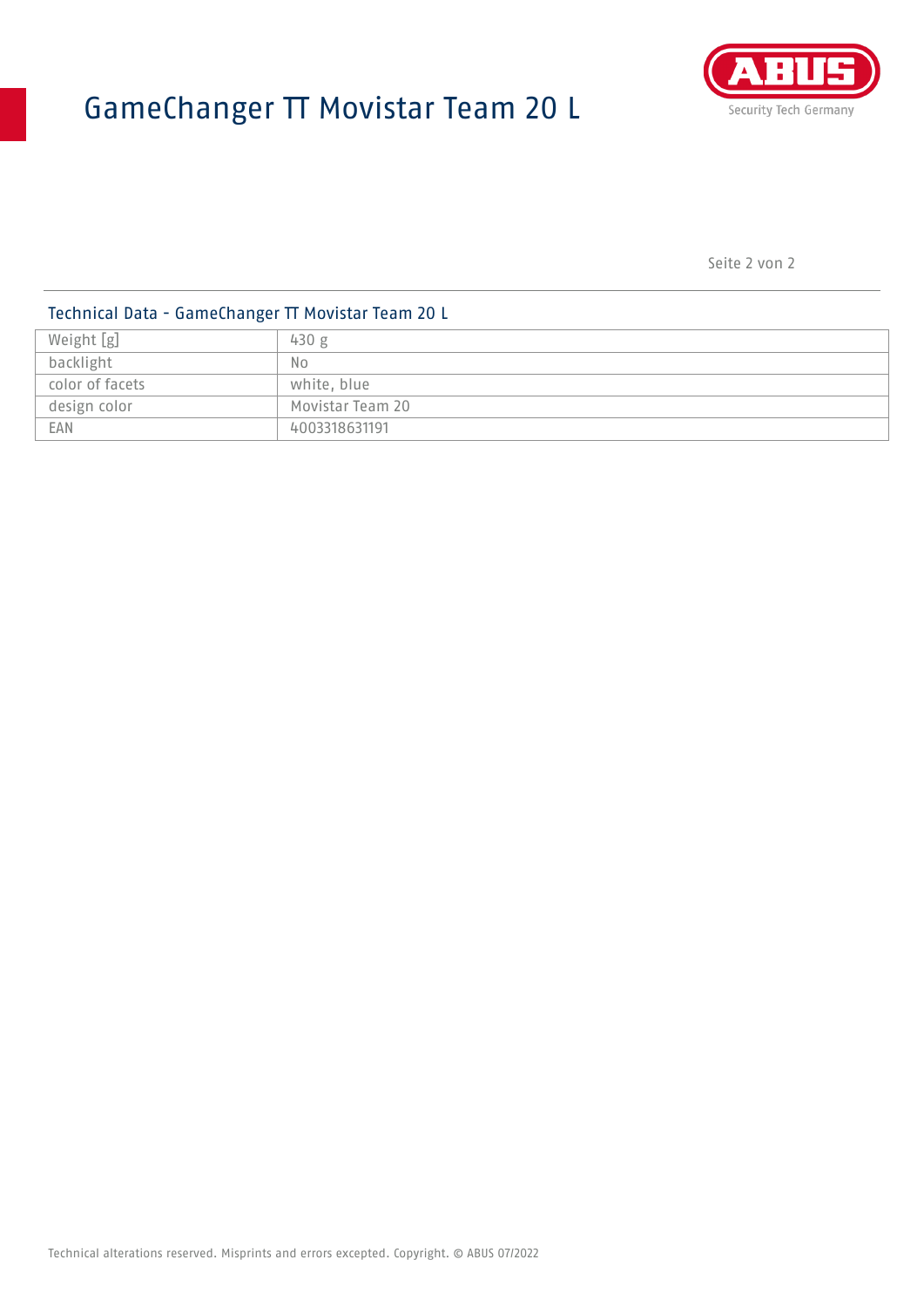# GameChanger TT Movistar Team 20 L

## Technical Data - GameChanger TT Movistar Team 20 L

| | |
|---|---|
| Weight [g] | 430 g |
| backlight | No |
| color of facets | white, blue |
| design color | Movistar Team 20 |
| EAN | 4003318631191 |

Technical alterations reserved. Misprints and errors excepted. Copyright. © ABUS 07/2022